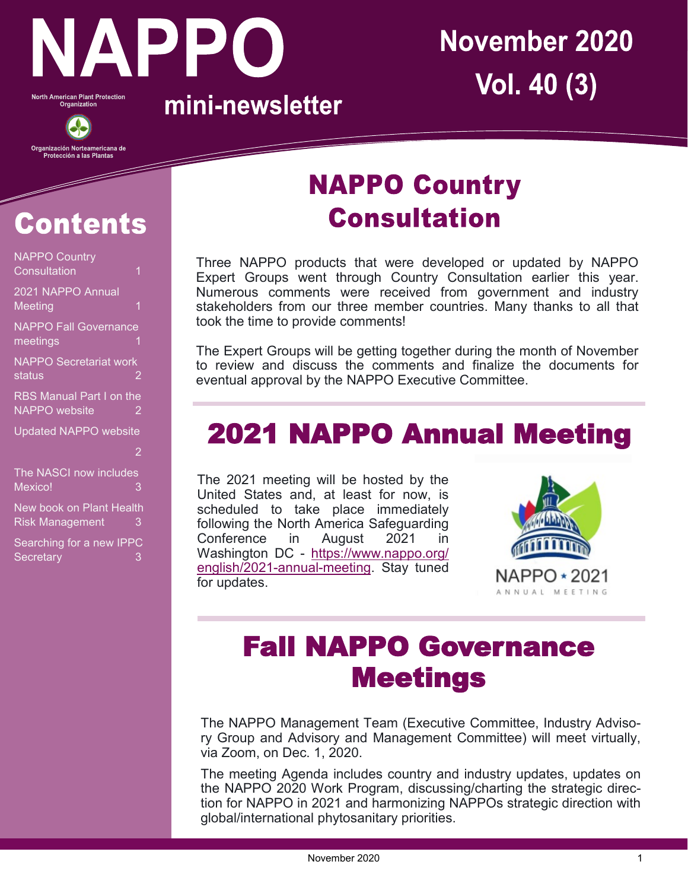# NAPPO mini-newsletter

North American Plant Protection Organization

Organización Norteamericana de Protección a las Plantas

**November 2020**
**Vol. 40 (3)**

## Contents

- NAPPO Country Consultation 1
- 2021 NAPPO Annual Meeting 1
- NAPPO Fall Governance meetings 1
- NAPPO Secretariat work status 2
- RBS Manual Part I on the NAPPO website 2
- Updated NAPPO website 2
- The NASCI now includes Mexico! 3
- New book on Plant Health Risk Management 3
- Searching for a new IPPC Secretary 3

## NAPPO Country Consultation

Three NAPPO products that were developed or updated by NAPPO Expert Groups went through Country Consultation earlier this year. Numerous comments were received from government and industry stakeholders from our three member countries. Many thanks to all that took the time to provide comments!

The Expert Groups will be getting together during the month of November to review and discuss the comments and finalize the documents for eventual approval by the NAPPO Executive Committee.

## 2021 NAPPO Annual Meeting

The 2021 meeting will be hosted by the United States and, at least for now, is scheduled to take place immediately following the North America Safeguarding Conference in August 2021 in Washington DC - [https://www.nappo.org/english/2021-annual-meeting](https://www.nappo.org/english/2021-annual-meeting). Stay tuned for updates.

NAPPO ★ 2021 ANNUAL MEETING

## Fall NAPPO Governance Meetings

The NAPPO Management Team (Executive Committee, Industry Advisory Group and Advisory and Management Committee) will meet virtually, via Zoom, on Dec. 1, 2020.

The meeting Agenda includes country and industry updates, updates on the NAPPO 2020 Work Program, discussing/charting the strategic direction for NAPPO in 2021 and harmonizing NAPPOs strategic direction with global/international phytosanitary priorities.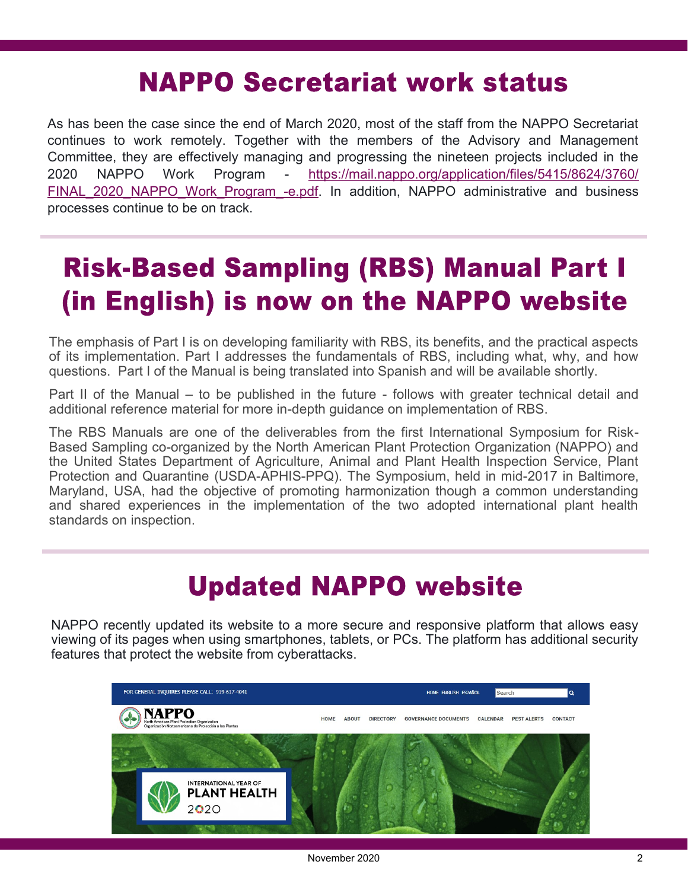# NAPPO Secretariat work status

As has been the case since the end of March 2020, most of the staff from the NAPPO Secretariat continues to work remotely. Together with the members of the Advisory and Management Committee, they are effectively managing and progressing the nineteen projects included in the 2020 NAPPO Work Program - https://mail.nappo.org/application/files/5415/8624/3760/FINAL_2020_NAPPO_Work_Program_-e.pdf. In addition, NAPPO administrative and business processes continue to be on track.

# Risk-Based Sampling (RBS) Manual Part I (in English) is now on the NAPPO website

The emphasis of Part I is on developing familiarity with RBS, its benefits, and the practical aspects of its implementation. Part I addresses the fundamentals of RBS, including what, why, and how questions. Part I of the Manual is being translated into Spanish and will be available shortly.

Part II of the Manual – to be published in the future - follows with greater technical detail and additional reference material for more in-depth guidance on implementation of RBS.

The RBS Manuals are one of the deliverables from the first International Symposium for Risk-Based Sampling co-organized by the North American Plant Protection Organization (NAPPO) and the United States Department of Agriculture, Animal and Plant Health Inspection Service, Plant Protection and Quarantine (USDA-APHIS-PPQ). The Symposium, held in mid-2017 in Baltimore, Maryland, USA, had the objective of promoting harmonization though a common understanding and shared experiences in the implementation of the two adopted international plant health standards on inspection.

# Updated NAPPO website

NAPPO recently updated its website to a more secure and responsive platform that allows easy viewing of its pages when using smartphones, tablets, or PCs. The platform has additional security features that protect the website from cyberattacks.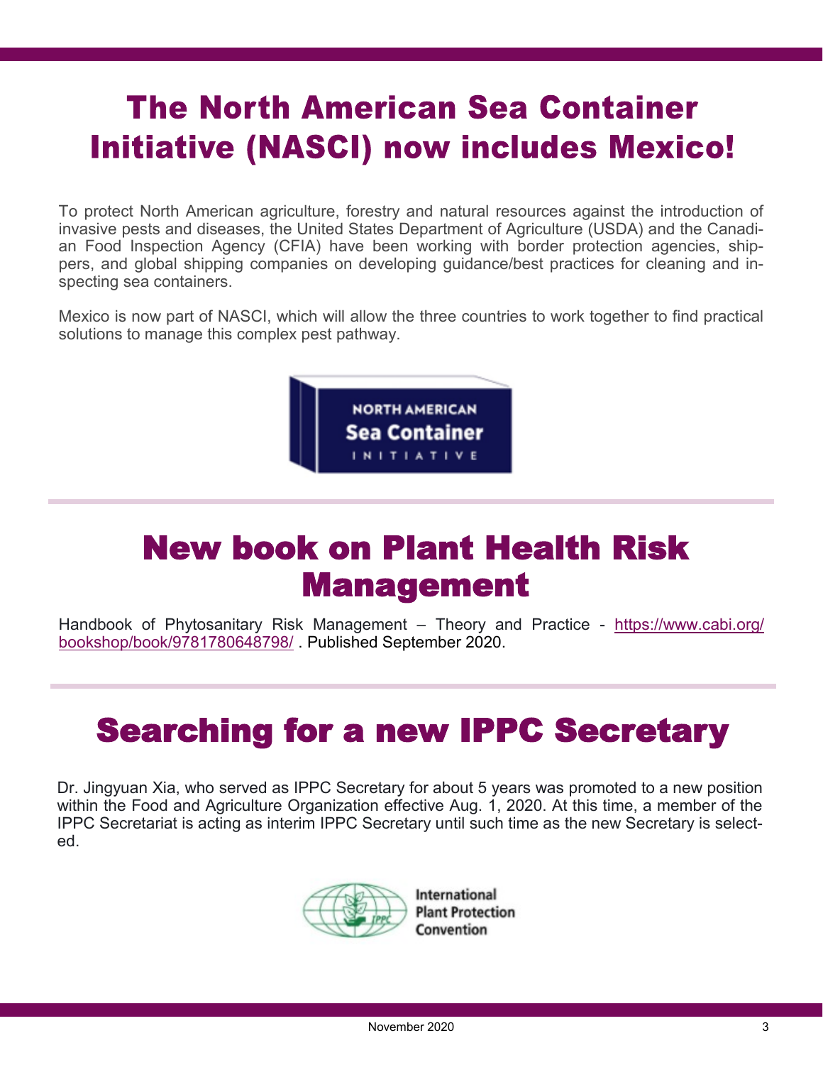# The North American Sea Container Initiative (NASCI) now includes Mexico!

To protect North American agriculture, forestry and natural resources against the introduction of invasive pests and diseases, the United States Department of Agriculture (USDA) and the Canadian Food Inspection Agency (CFIA) have been working with border protection agencies, shippers, and global shipping companies on developing guidance/best practices for cleaning and inspecting sea containers.

Mexico is now part of NASCI, which will allow the three countries to work together to find practical solutions to manage this complex pest pathway.

NORTH AMERICAN Sea Container INITIATIVE

# New book on Plant Health Risk Management

Handbook of Phytosanitary Risk Management – Theory and Practice - https://www.cabi.org/bookshop/book/9781780648798/ . Published September 2020.

# Searching for a new IPPC Secretary

Dr. Jingyuan Xia, who served as IPPC Secretary for about 5 years was promoted to a new position within the Food and Agriculture Organization effective Aug. 1, 2020. At this time, a member of the IPPC Secretariat is acting as interim IPPC Secretary until such time as the new Secretary is selected.

International Plant Protection Convention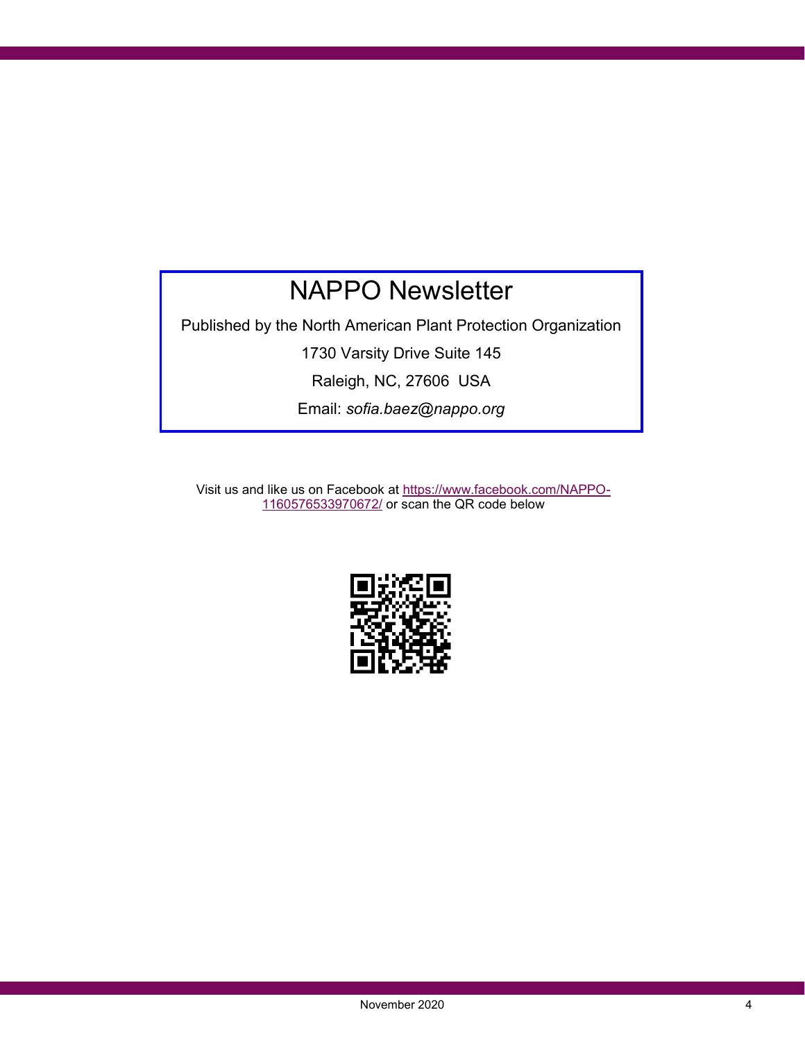# NAPPO Newsletter

Published by the North American Plant Protection Organization

1730 Varsity Drive Suite 145

Raleigh, NC, 27606 USA

Email: *sofia.baez@nappo.org*

Visit us and like us on Facebook at https://www.facebook.com/NAPPO-1160576533970672/ or scan the QR code below